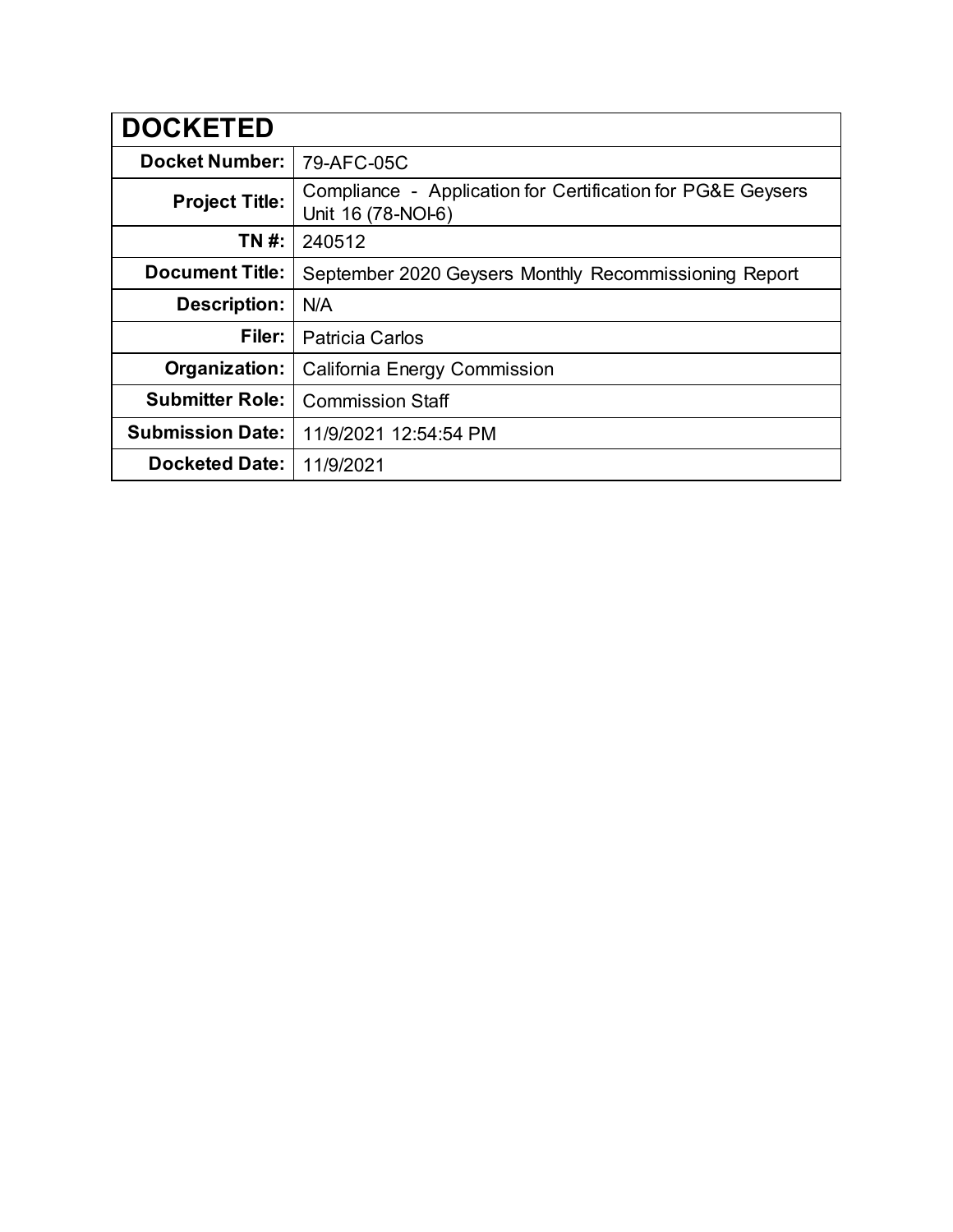| DOCKETED | |
|---|---|
| **Docket Number:** | 79-AFC-05C |
| **Project Title:** | Compliance - Application for Certification for PG&E Geysers Unit 16 (78-NOI-6) |
| **TN #:** | 240512 |
| **Document Title:** | September 2020 Geysers Monthly Recommissioning Report |
| **Description:** | N/A |
| **Filer:** | Patricia Carlos |
| **Organization:** | California Energy Commission |
| **Submitter Role:** | Commission Staff |
| **Submission Date:** | 11/9/2021 12:54:54 PM |
| **Docketed Date:** | 11/9/2021 |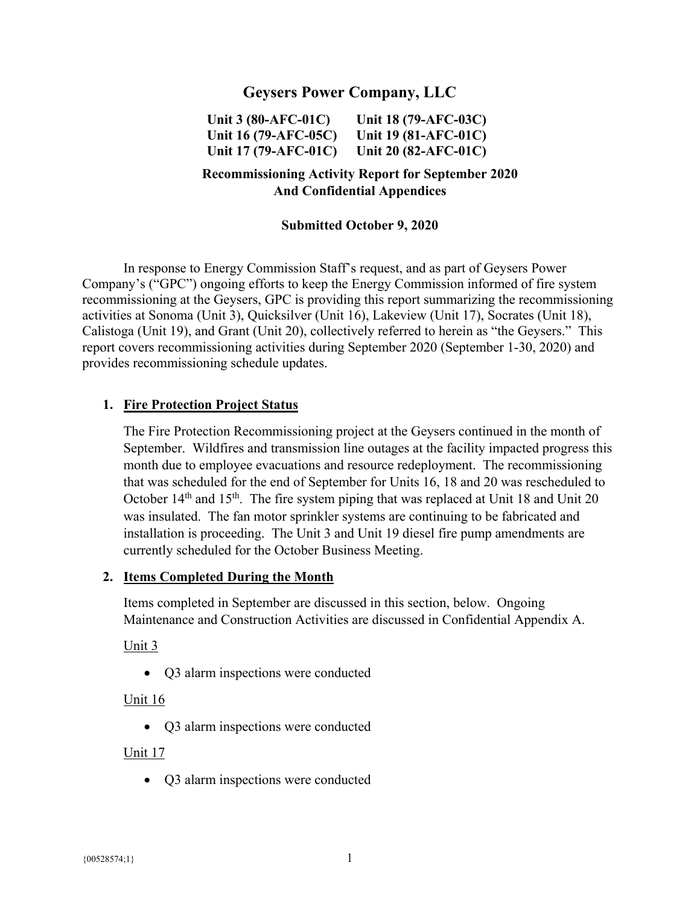# Geysers Power Company, LLC

**Unit 3 (80-AFC-01C)** **Unit 18 (79-AFC-03C)**
**Unit 16 (79-AFC-05C)** **Unit 19 (81-AFC-01C)**
**Unit 17 (79-AFC-01C)** **Unit 20 (82-AFC-01C)**

**Recommissioning Activity Report for September 2020**
**And Confidential Appendices**

**Submitted October 9, 2020**

In response to Energy Commission Staff's request, and as part of Geysers Power Company's ("GPC") ongoing efforts to keep the Energy Commission informed of fire system recommissioning at the Geysers, GPC is providing this report summarizing the recommissioning activities at Sonoma (Unit 3), Quicksilver (Unit 16), Lakeview (Unit 17), Socrates (Unit 18), Calistoga (Unit 19), and Grant (Unit 20), collectively referred to herein as "the Geysers." This report covers recommissioning activities during September 2020 (September 1-30, 2020) and provides recommissioning schedule updates.

## 1. Fire Protection Project Status

The Fire Protection Recommissioning project at the Geysers continued in the month of September. Wildfires and transmission line outages at the facility impacted progress this month due to employee evacuations and resource redeployment. The recommissioning that was scheduled for the end of September for Units 16, 18 and 20 was rescheduled to October 14th and 15th. The fire system piping that was replaced at Unit 18 and Unit 20 was insulated. The fan motor sprinkler systems are continuing to be fabricated and installation is proceeding. The Unit 3 and Unit 19 diesel fire pump amendments are currently scheduled for the October Business Meeting.

## 2. Items Completed During the Month

Items completed in September are discussed in this section, below. Ongoing Maintenance and Construction Activities are discussed in Confidential Appendix A.

Unit 3

- Q3 alarm inspections were conducted

Unit 16

- Q3 alarm inspections were conducted

Unit 17

- Q3 alarm inspections were conducted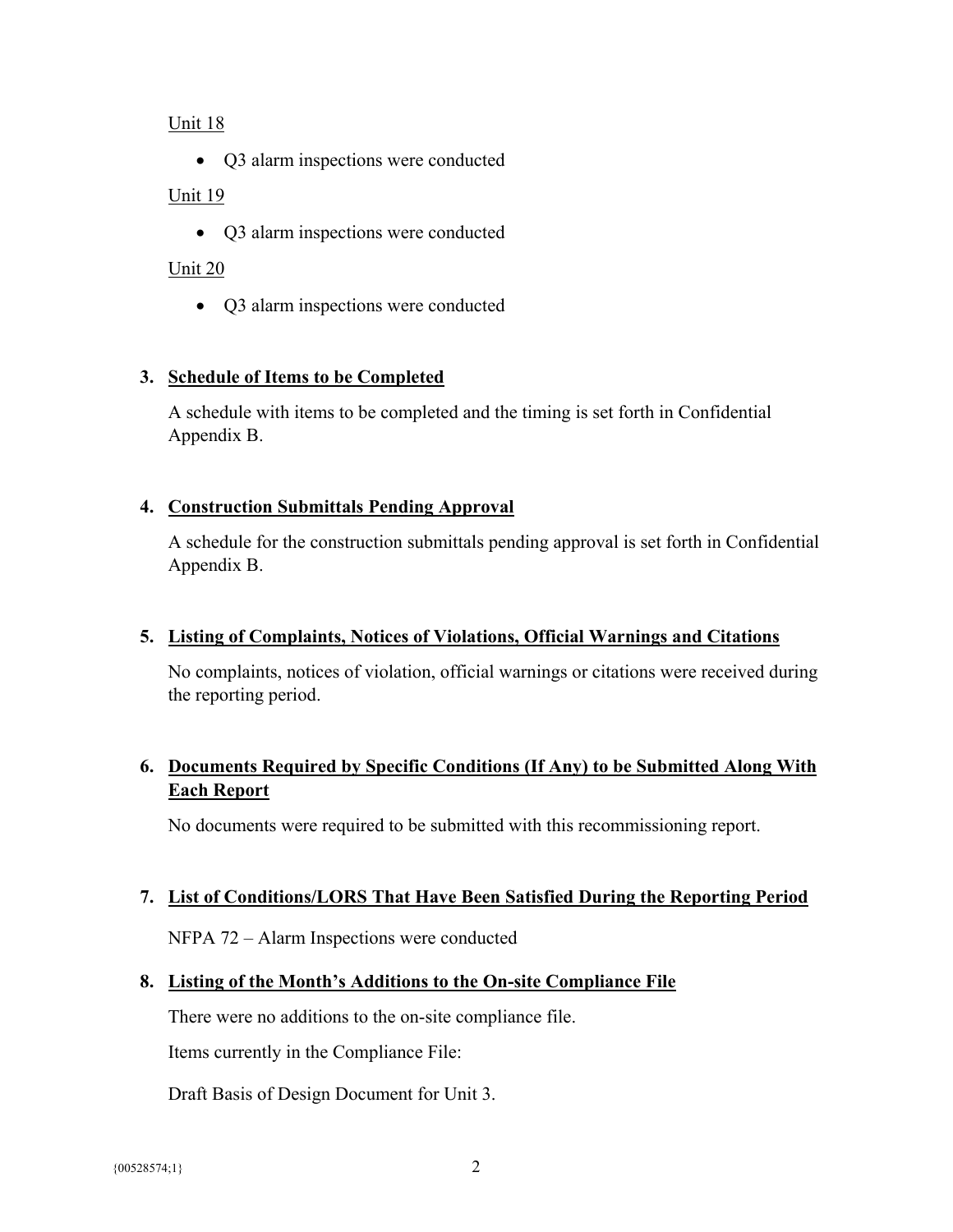Unit 18

- Q3 alarm inspections were conducted

Unit 19

- Q3 alarm inspections were conducted

Unit 20

- Q3 alarm inspections were conducted

**3. Schedule of Items to be Completed**

A schedule with items to be completed and the timing is set forth in Confidential Appendix B.

**4. Construction Submittals Pending Approval**

A schedule for the construction submittals pending approval is set forth in Confidential Appendix B.

**5. Listing of Complaints, Notices of Violations, Official Warnings and Citations**

No complaints, notices of violation, official warnings or citations were received during the reporting period.

**6. Documents Required by Specific Conditions (If Any) to be Submitted Along With Each Report**

No documents were required to be submitted with this recommissioning report.

**7. List of Conditions/LORS That Have Been Satisfied During the Reporting Period**

NFPA 72 – Alarm Inspections were conducted

**8. Listing of the Month's Additions to the On-site Compliance File**

There were no additions to the on-site compliance file.

Items currently in the Compliance File:

Draft Basis of Design Document for Unit 3.

{00528574;1}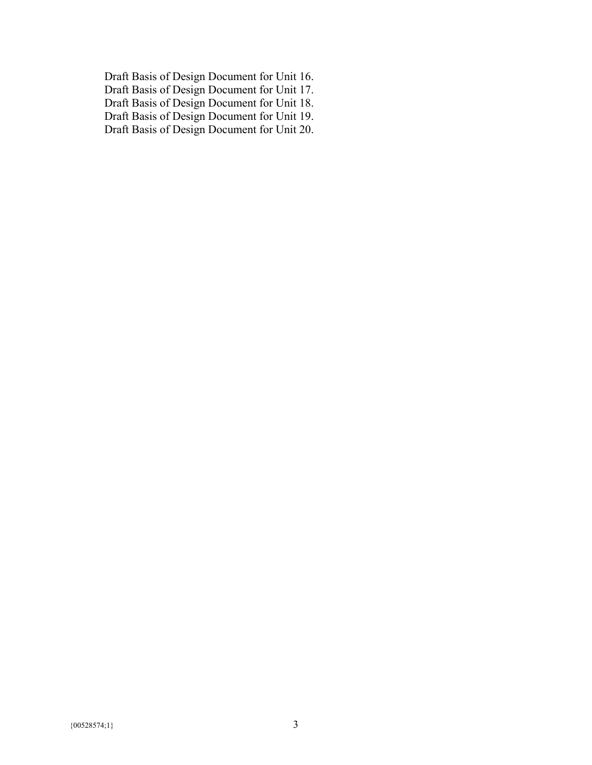Draft Basis of Design Document for Unit 16.
Draft Basis of Design Document for Unit 17.
Draft Basis of Design Document for Unit 18.
Draft Basis of Design Document for Unit 19.
Draft Basis of Design Document for Unit 20.

{00528574;1}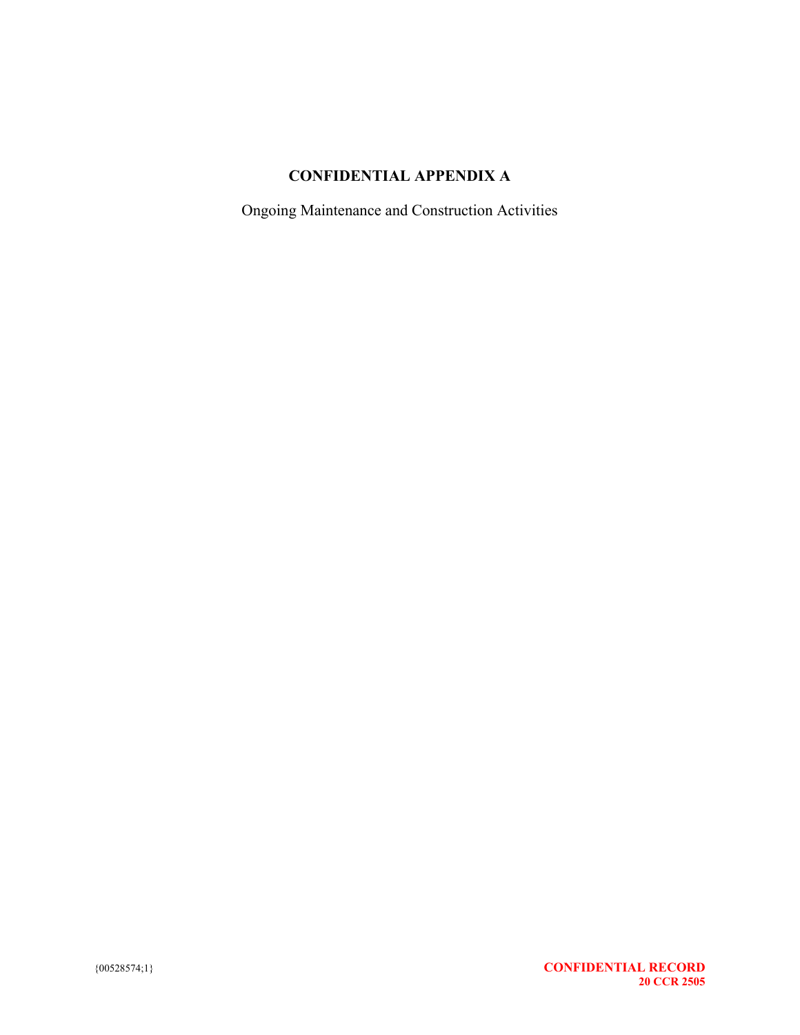# CONFIDENTIAL APPENDIX A

Ongoing Maintenance and Construction Activities

{00528574;1}

**CONFIDENTIAL RECORD**
**20 CCR 2505**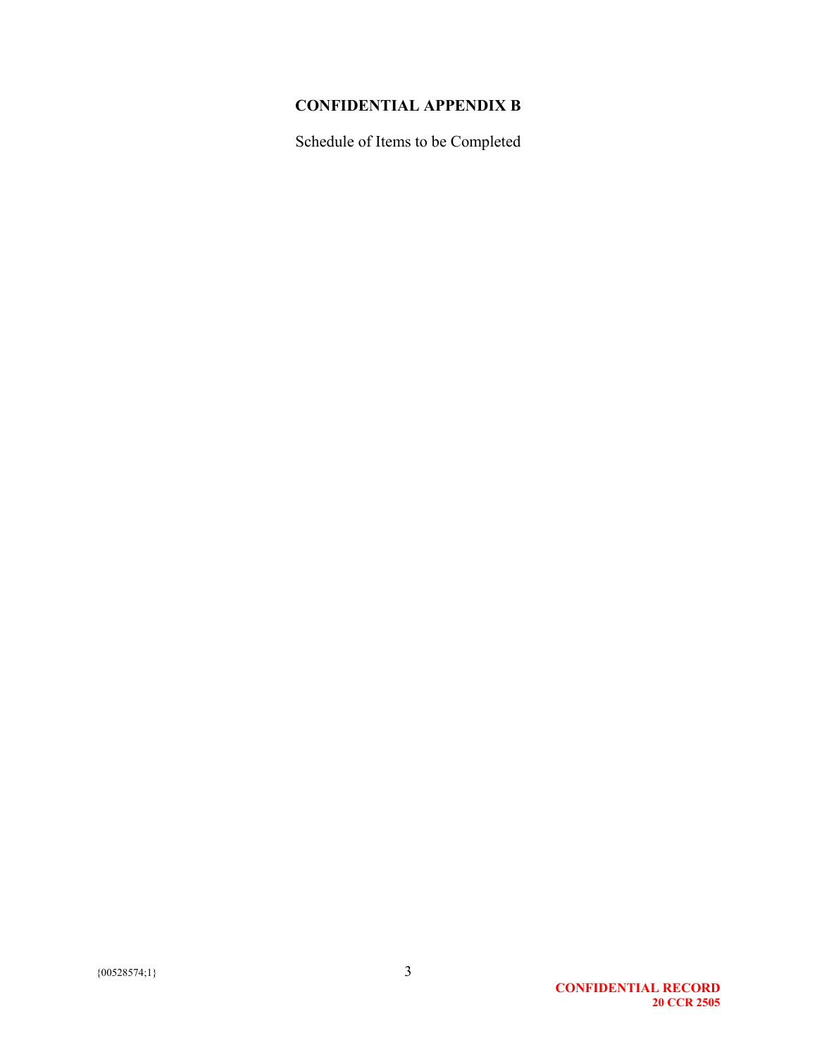**CONFIDENTIAL APPENDIX B**

Schedule of Items to be Completed